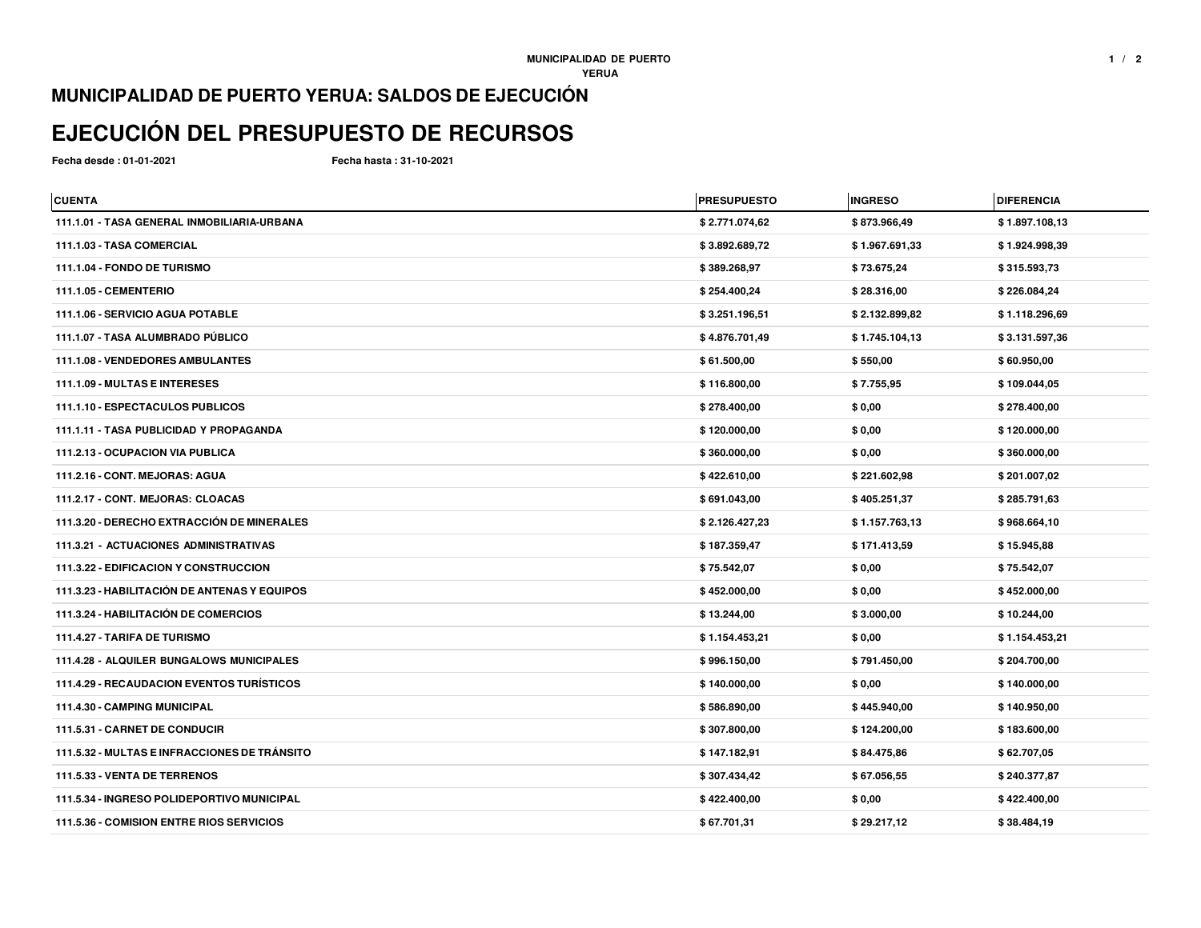## MUNICIPALIDAD DE PUERTO YERUA: SALDOS DE EJECUCIÓN

# EJECUCIÓN DEL PRESUPUESTO DE RECURSOS

**Fecha desde : 01-01-2021** **Fecha hasta : 31-10-2021**

| CUENTA | PRESUPUESTO | INGRESO | DIFERENCIA |
|---|---|---|---|
| 111.1.01 - TASA GENERAL INMOBILIARIA-URBANA | $ 2.771.074,62 | $ 873.966,49 | $ 1.897.108,13 |
| 111.1.03 - TASA COMERCIAL | $ 3.892.689,72 | $ 1.967.691,33 | $ 1.924.998,39 |
| 111.1.04 - FONDO DE TURISMO | $ 389.268,97 | $ 73.675,24 | $ 315.593,73 |
| 111.1.05 - CEMENTERIO | $ 254.400,24 | $ 28.316,00 | $ 226.084,24 |
| 111.1.06 - SERVICIO AGUA POTABLE | $ 3.251.196,51 | $ 2.132.899,82 | $ 1.118.296,69 |
| 111.1.07 - TASA ALUMBRADO PÚBLICO | $ 4.876.701,49 | $ 1.745.104,13 | $ 3.131.597,36 |
| 111.1.08 - VENDEDORES AMBULANTES | $ 61.500,00 | $ 550,00 | $ 60.950,00 |
| 111.1.09 - MULTAS E INTERESES | $ 116.800,00 | $ 7.755,95 | $ 109.044,05 |
| 111.1.10 - ESPECTACULOS PUBLICOS | $ 278.400,00 | $ 0,00 | $ 278.400,00 |
| 111.1.11 - TASA PUBLICIDAD Y PROPAGANDA | $ 120.000,00 | $ 0,00 | $ 120.000,00 |
| 111.2.13 - OCUPACION VIA PUBLICA | $ 360.000,00 | $ 0,00 | $ 360.000,00 |
| 111.2.16 - CONT. MEJORAS: AGUA | $ 422.610,00 | $ 221.602,98 | $ 201.007,02 |
| 111.2.17 - CONT. MEJORAS: CLOACAS | $ 691.043,00 | $ 405.251,37 | $ 285.791,63 |
| 111.3.20 - DERECHO EXTRACCIÓN DE MINERALES | $ 2.126.427,23 | $ 1.157.763,13 | $ 968.664,10 |
| 111.3.21 - ACTUACIONES ADMINISTRATIVAS | $ 187.359,47 | $ 171.413,59 | $ 15.945,88 |
| 111.3.22 - EDIFICACION Y CONSTRUCCION | $ 75.542,07 | $ 0,00 | $ 75.542,07 |
| 111.3.23 - HABILITACIÓN DE ANTENAS Y EQUIPOS | $ 452.000,00 | $ 0,00 | $ 452.000,00 |
| 111.3.24 - HABILITACIÓN DE COMERCIOS | $ 13.244,00 | $ 3.000,00 | $ 10.244,00 |
| 111.4.27 - TARIFA DE TURISMO | $ 1.154.453,21 | $ 0,00 | $ 1.154.453,21 |
| 111.4.28 - ALQUILER BUNGALOWS MUNICIPALES | $ 996.150,00 | $ 791.450,00 | $ 204.700,00 |
| 111.4.29 - RECAUDACION EVENTOS TURÍSTICOS | $ 140.000,00 | $ 0,00 | $ 140.000,00 |
| 111.4.30 - CAMPING MUNICIPAL | $ 586.890,00 | $ 445.940,00 | $ 140.950,00 |
| 111.5.31 - CARNET DE CONDUCIR | $ 307.800,00 | $ 124.200,00 | $ 183.600,00 |
| 111.5.32 - MULTAS E INFRACCIONES DE TRÁNSITO | $ 147.182,91 | $ 84.475,86 | $ 62.707,05 |
| 111.5.33 - VENTA DE TERRENOS | $ 307.434,42 | $ 67.056,55 | $ 240.377,87 |
| 111.5.34 - INGRESO POLIDEPORTIVO MUNICIPAL | $ 422.400,00 | $ 0,00 | $ 422.400,00 |
| 111.5.36 - COMISION ENTRE RIOS SERVICIOS | $ 67.701,31 | $ 29.217,12 | $ 38.484,19 |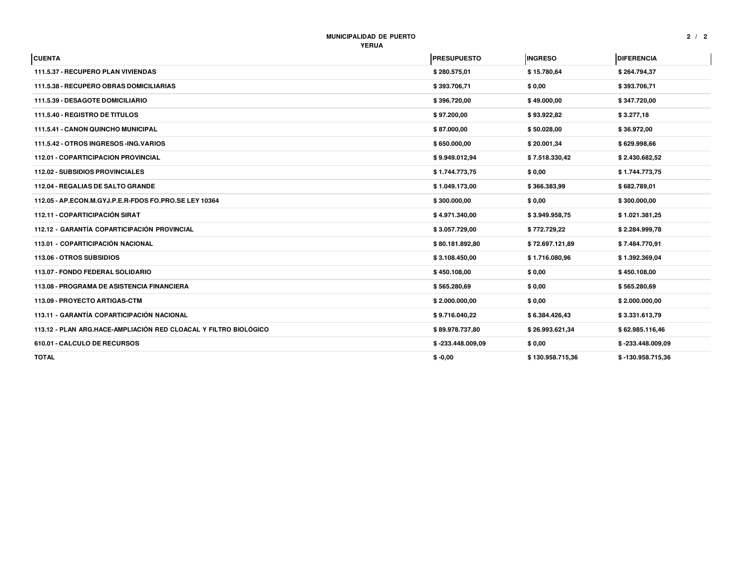**MUNICIPALIDAD DE PUERTO YERUA**

| CUENTA | PRESUPUESTO | INGRESO | DIFERENCIA |
|---|---|---|---|
| 111.5.37 - RECUPERO PLAN VIVIENDAS | $ 280.575,01 | $ 15.780,64 | $ 264.794,37 |
| 111.5.38 - RECUPERO OBRAS DOMICILIARIAS | $ 393.706,71 | $ 0,00 | $ 393.706,71 |
| 111.5.39 - DESAGOTE DOMICILIARIO | $ 396.720,00 | $ 49.000,00 | $ 347.720,00 |
| 111.5.40 - REGISTRO DE TITULOS | $ 97.200,00 | $ 93.922,82 | $ 3.277,18 |
| 111.5.41 - CANON QUINCHO MUNICIPAL | $ 87.000,00 | $ 50.028,00 | $ 36.972,00 |
| 111.5.42 - OTROS INGRESOS -ING.VARIOS | $ 650.000,00 | $ 20.001,34 | $ 629.998,66 |
| 112.01 - COPARTICIPACION PROVINCIAL | $ 9.949.012,94 | $ 7.518.330,42 | $ 2.430.682,52 |
| 112.02 - SUBSIDIOS PROVINCIALES | $ 1.744.773,75 | $ 0,00 | $ 1.744.773,75 |
| 112.04 - REGALIAS DE SALTO GRANDE | $ 1.049.173,00 | $ 366.383,99 | $ 682.789,01 |
| 112.05 - AP.ECON.M.GYJ.P.E.R-FDOS FO.PRO.SE LEY 10364 | $ 300.000,00 | $ 0,00 | $ 300.000,00 |
| 112.11 - COPARTICIPACIÓN SIRAT | $ 4.971.340,00 | $ 3.949.958,75 | $ 1.021.381,25 |
| 112.12 - GARANTÍA COPARTICIPACIÓN PROVINCIAL | $ 3.057.729,00 | $ 772.729,22 | $ 2.284.999,78 |
| 113.01 - COPARTICIPACIÓN NACIONAL | $ 80.181.892,80 | $ 72.697.121,89 | $ 7.484.770,91 |
| 113.06 - OTROS SUBSIDIOS | $ 3.108.450,00 | $ 1.716.080,96 | $ 1.392.369,04 |
| 113.07 - FONDO FEDERAL SOLIDARIO | $ 450.108,00 | $ 0,00 | $ 450.108,00 |
| 113.08 - PROGRAMA DE ASISTENCIA FINANCIERA | $ 565.280,69 | $ 0,00 | $ 565.280,69 |
| 113.09 - PROYECTO ARTIGAS-CTM | $ 2.000.000,00 | $ 0,00 | $ 2.000.000,00 |
| 113.11 - GARANTÍA COPARTICIPACIÓN NACIONAL | $ 9.716.040,22 | $ 6.384.426,43 | $ 3.331.613,79 |
| 113.12 - PLAN ARG.HACE-AMPLIACIÓN RED CLOACAL Y FILTRO BIOLÓGICO | $ 89.978.737,80 | $ 26.993.621,34 | $ 62.985.116,46 |
| 610.01 - CALCULO DE RECURSOS | $ -233.448.009,09 | $ 0,00 | $ -233.448.009,09 |
| TOTAL | $ -0,00 | $ 130.958.715,36 | $ -130.958.715,36 |